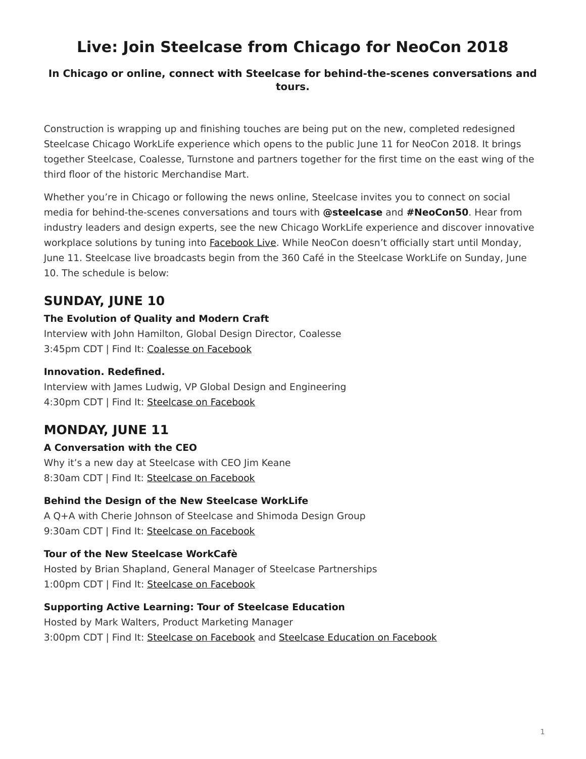# Live: Join Steelcase from Chicago for NeoCon 2018

### In Chicago or online, connect with Steelcase for behind-the-scenes conversations and tours.

Construction is wrapping up and finishing touches are being put on the new, completed redesigned Steelcase Chicago WorkLife experience which opens to the public June 11 for NeoCon 2018. It brings together Steelcase, Coalesse, Turnstone and partners together for the first time on the east wing of the third floor of the historic Merchandise Mart.

Whether you're in Chicago or following the news online, Steelcase invites you to connect on social media for behind-the-scenes conversations and tours with **@steelcase** and **#NeoCon50**. Hear from industry leaders and design experts, see the new Chicago WorkLife experience and discover innovative workplace solutions by tuning into Facebook Live. While NeoCon doesn't officially start until Monday, June 11. Steelcase live broadcasts begin from the 360 Café in the Steelcase WorkLife on Sunday, June 10. The schedule is below:

## SUNDAY, JUNE 10

**The Evolution of Quality and Modern Craft**
Interview with John Hamilton, Global Design Director, Coalesse
3:45pm CDT | Find It: Coalesse on Facebook

**Innovation. Redefined.**
Interview with James Ludwig, VP Global Design and Engineering
4:30pm CDT | Find It: Steelcase on Facebook

## MONDAY, JUNE 11

**A Conversation with the CEO**
Why it's a new day at Steelcase with CEO Jim Keane
8:30am CDT | Find It: Steelcase on Facebook

**Behind the Design of the New Steelcase WorkLife**
A Q+A with Cherie Johnson of Steelcase and Shimoda Design Group
9:30am CDT | Find It: Steelcase on Facebook

**Tour of the New Steelcase WorkCafè**
Hosted by Brian Shapland, General Manager of Steelcase Partnerships
1:00pm CDT | Find It: Steelcase on Facebook

**Supporting Active Learning: Tour of Steelcase Education**
Hosted by Mark Walters, Product Marketing Manager
3:00pm CDT | Find It: Steelcase on Facebook and Steelcase Education on Facebook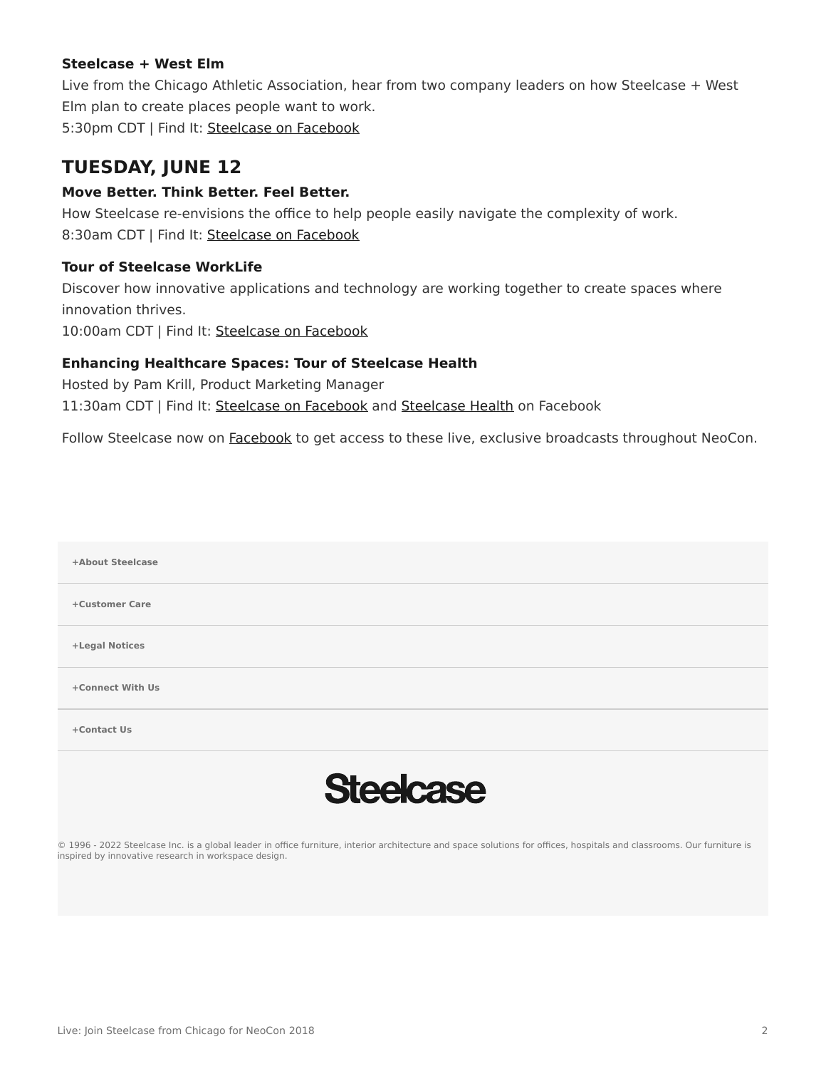**Steelcase + West Elm**

Live from the Chicago Athletic Association, hear from two company leaders on how Steelcase + West Elm plan to create places people want to work.

5:30pm CDT | Find It: Steelcase on Facebook

## TUESDAY, JUNE 12

**Move Better. Think Better. Feel Better.**

How Steelcase re-envisions the office to help people easily navigate the complexity of work.

8:30am CDT | Find It: Steelcase on Facebook

**Tour of Steelcase WorkLife**

Discover how innovative applications and technology are working together to create spaces where innovation thrives.

10:00am CDT | Find It: Steelcase on Facebook

**Enhancing Healthcare Spaces: Tour of Steelcase Health**

Hosted by Pam Krill, Product Marketing Manager

11:30am CDT | Find It: Steelcase on Facebook and Steelcase Health on Facebook

Follow Steelcase now on Facebook to get access to these live, exclusive broadcasts throughout NeoCon.

+About Steelcase

+Customer Care

+Legal Notices

+Connect With Us

+Contact Us

Steelcase

© 1996 - 2022 Steelcase Inc. is a global leader in office furniture, interior architecture and space solutions for offices, hospitals and classrooms. Our furniture is inspired by innovative research in workspace design.